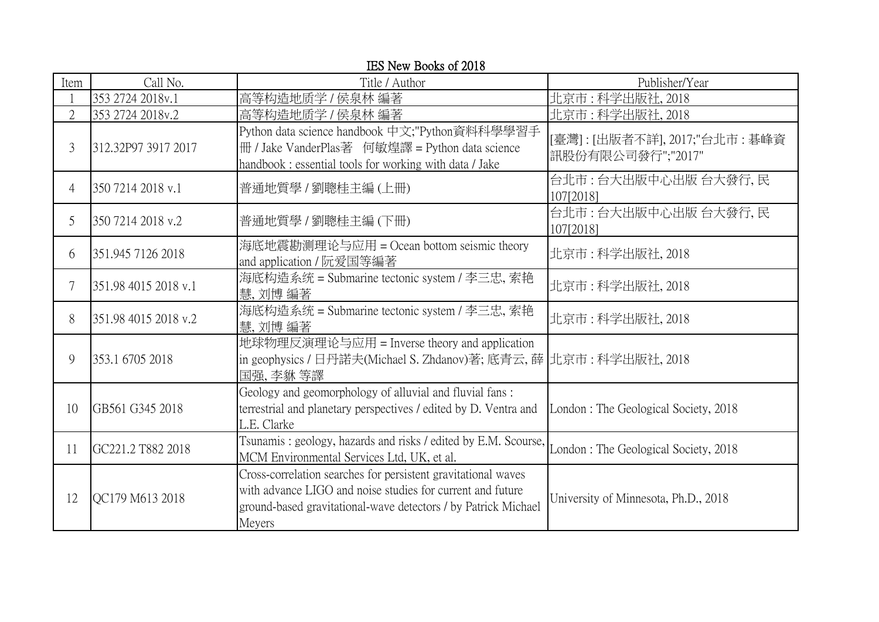# IES New Books of 2018

| Item | Call No. | Title / Author | Publisher/Year |
|---|---|---|---|
| 1 | 353 2724 2018v.1 | 高等构造地质学 / 侯泉林 编著 | 北京市 : 科学出版社, 2018 |
| 2 | 353 2724 2018v.2 | 高等构造地质学 / 侯泉林 編著 | 北京市 : 科学出版社, 2018 |
| 3 | 312.32P97 3917 2017 | Python data science handbook 中文;"Python資料科學學習手冊 / Jake VanderPlas著　何敏煌譯 = Python data science handbook : essential tools for working with data / Jake | [臺灣] : [出版者不詳], 2017;"台北市 : 碁峰資訊股份有限公司發行";"2017" |
| 4 | 350 7214 2018 v.1 | 普通地質學 / 劉聰桂主編 (上冊) | 台北市 : 台大出版中心出版 台大發行, 民107[2018] |
| 5 | 350 7214 2018 v.2 | 普通地質學 / 劉聰桂主編 (下冊) | 台北市 : 台大出版中心出版 台大發行, 民107[2018] |
| 6 | 351.945 7126 2018 | 海底地震勘测理论与应用 = Ocean bottom seismic theory and application / 阮爱国等編著 | 北京市 : 科学出版社, 2018 |
| 7 | 351.98 4015 2018 v.1 | 海底构造系统 = Submarine tectonic system / 李三忠, 索艳慧, 刘博 編著 | 北京市 : 科学出版社, 2018 |
| 8 | 351.98 4015 2018 v.2 | 海底构造系统 = Submarine tectonic system / 李三忠, 索艳慧, 刘博 編著 | 北京市 : 科学出版社, 2018 |
| 9 | 353.1 6705 2018 | 地球物理反演理论与应用 = Inverse theory and application in geophysics / 日丹諾夫(Michael S. Zhdanov)著; 底青云, 薛国强, 李貅 等譯 | 北京市 : 科学出版社, 2018 |
| 10 | GB561 G345 2018 | Geology and geomorphology of alluvial and fluvial fans : terrestrial and planetary perspectives / edited by D. Ventra and L.E. Clarke | London : The Geological Society, 2018 |
| 11 | GC221.2 T882 2018 | Tsunamis : geology, hazards and risks / edited by E.M. Scourse, MCM Environmental Services Ltd, UK, et al. | London : The Geological Society, 2018 |
| 12 | QC179 M613 2018 | Cross-correlation searches for persistent gravitational waves with advance LIGO and noise studies for current and future ground-based gravitational-wave detectors / by Patrick Michael Meyers | University of Minnesota, Ph.D., 2018 |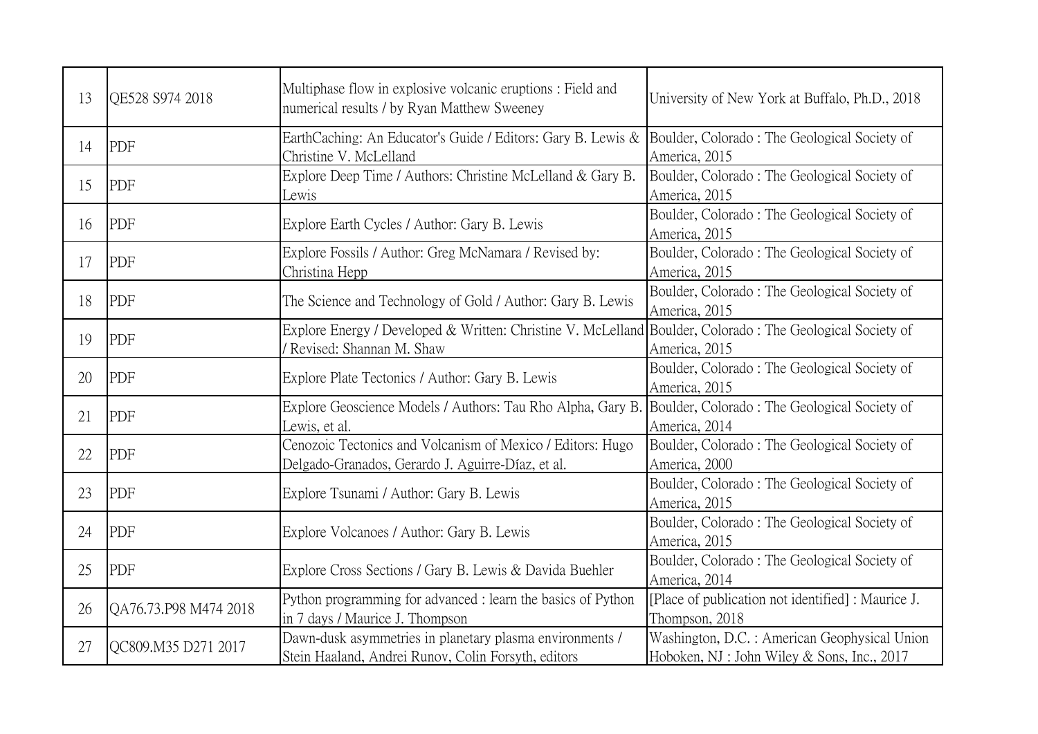| 13 | QE528 S974 2018 | Multiphase flow in explosive volcanic eruptions : Field and numerical results / by Ryan Matthew Sweeney | University of New York at Buffalo, Ph.D., 2018 |
|---|---|---|---|
| 14 | PDF | EarthCaching: An Educator's Guide / Editors: Gary B. Lewis & Christine V. McLelland | Boulder, Colorado : The Geological Society of America, 2015 |
| 15 | PDF | Explore Deep Time / Authors: Christine McLelland & Gary B. Lewis | Boulder, Colorado : The Geological Society of America, 2015 |
| 16 | PDF | Explore Earth Cycles / Author: Gary B. Lewis | Boulder, Colorado : The Geological Society of America, 2015 |
| 17 | PDF | Explore Fossils / Author: Greg McNamara / Revised by: Christina Hepp | Boulder, Colorado : The Geological Society of America, 2015 |
| 18 | PDF | The Science and Technology of Gold / Author: Gary B. Lewis | Boulder, Colorado : The Geological Society of America, 2015 |
| 19 | PDF | Explore Energy / Developed & Written: Christine V. McLelland / Revised: Shannan M. Shaw | Boulder, Colorado : The Geological Society of America, 2015 |
| 20 | PDF | Explore Plate Tectonics / Author: Gary B. Lewis | Boulder, Colorado : The Geological Society of America, 2015 |
| 21 | PDF | Explore Geoscience Models / Authors: Tau Rho Alpha, Gary B. Lewis, et al. | Boulder, Colorado : The Geological Society of America, 2014 |
| 22 | PDF | Cenozoic Tectonics and Volcanism of Mexico / Editors: Hugo Delgado-Granados, Gerardo J. Aguirre-Díaz, et al. | Boulder, Colorado : The Geological Society of America, 2000 |
| 23 | PDF | Explore Tsunami / Author: Gary B. Lewis | Boulder, Colorado : The Geological Society of America, 2015 |
| 24 | PDF | Explore Volcanoes / Author: Gary B. Lewis | Boulder, Colorado : The Geological Society of America, 2015 |
| 25 | PDF | Explore Cross Sections / Gary B. Lewis & Davida Buehler | Boulder, Colorado : The Geological Society of America, 2014 |
| 26 | QA76.73.P98 M474 2018 | Python programming for advanced : learn the basics of Python in 7 days / Maurice J. Thompson | [Place of publication not identified] : Maurice J. Thompson, 2018 |
| 27 | QC809.M35 D271 2017 | Dawn-dusk asymmetries in planetary plasma environments / Stein Haaland, Andrei Runov, Colin Forsyth, editors | Washington, D.C. : American Geophysical Union Hoboken, NJ : John Wiley & Sons, Inc., 2017 |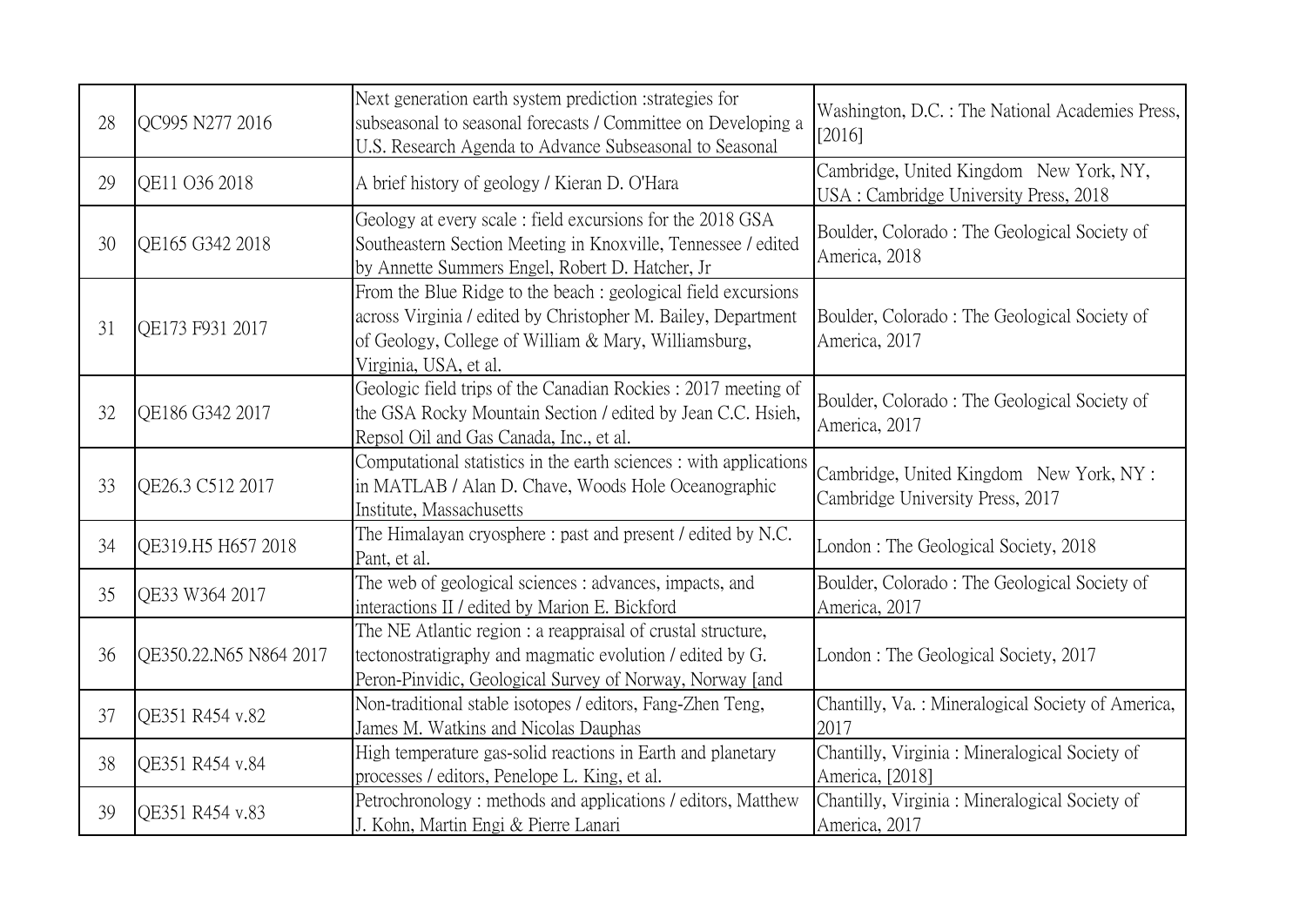| | | | |
|---|---|---|---|
| 28 | QC995 N277 2016 | Next generation earth system prediction :strategies for subseasonal to seasonal forecasts / Committee on Developing a U.S. Research Agenda to Advance Subseasonal to Seasonal | Washington, D.C. : The National Academies Press, [2016] |
| 29 | QE11 O36 2018 | A brief history of geology / Kieran D. O'Hara | Cambridge, United Kingdom New York, NY, USA : Cambridge University Press, 2018 |
| 30 | QE165 G342 2018 | Geology at every scale : field excursions for the 2018 GSA Southeastern Section Meeting in Knoxville, Tennessee / edited by Annette Summers Engel, Robert D. Hatcher, Jr | Boulder, Colorado : The Geological Society of America, 2018 |
| 31 | QE173 F931 2017 | From the Blue Ridge to the beach : geological field excursions across Virginia / edited by Christopher M. Bailey, Department of Geology, College of William & Mary, Williamsburg, Virginia, USA, et al. | Boulder, Colorado : The Geological Society of America, 2017 |
| 32 | QE186 G342 2017 | Geologic field trips of the Canadian Rockies : 2017 meeting of the GSA Rocky Mountain Section / edited by Jean C.C. Hsieh, Repsol Oil and Gas Canada, Inc., et al. | Boulder, Colorado : The Geological Society of America, 2017 |
| 33 | QE26.3 C512 2017 | Computational statistics in the earth sciences : with applications in MATLAB / Alan D. Chave, Woods Hole Oceanographic Institute, Massachusetts | Cambridge, United Kingdom New York, NY : Cambridge University Press, 2017 |
| 34 | QE319.H5 H657 2018 | The Himalayan cryosphere : past and present / edited by N.C. Pant, et al. | London : The Geological Society, 2018 |
| 35 | QE33 W364 2017 | The web of geological sciences : advances, impacts, and interactions II / edited by Marion E. Bickford | Boulder, Colorado : The Geological Society of America, 2017 |
| 36 | QE350.22.N65 N864 2017 | The NE Atlantic region : a reappraisal of crustal structure, tectonostratigraphy and magmatic evolution / edited by G. Peron-Pinvidic, Geological Survey of Norway, Norway [and | London : The Geological Society, 2017 |
| 37 | QE351 R454 v.82 | Non-traditional stable isotopes / editors, Fang-Zhen Teng, James M. Watkins and Nicolas Dauphas | Chantilly, Va. : Mineralogical Society of America, 2017 |
| 38 | QE351 R454 v.84 | High temperature gas-solid reactions in Earth and planetary processes / editors, Penelope L. King, et al. | Chantilly, Virginia : Mineralogical Society of America, [2018] |
| 39 | QE351 R454 v.83 | Petrochronology : methods and applications / editors, Matthew J. Kohn, Martin Engi & Pierre Lanari | Chantilly, Virginia : Mineralogical Society of America, 2017 |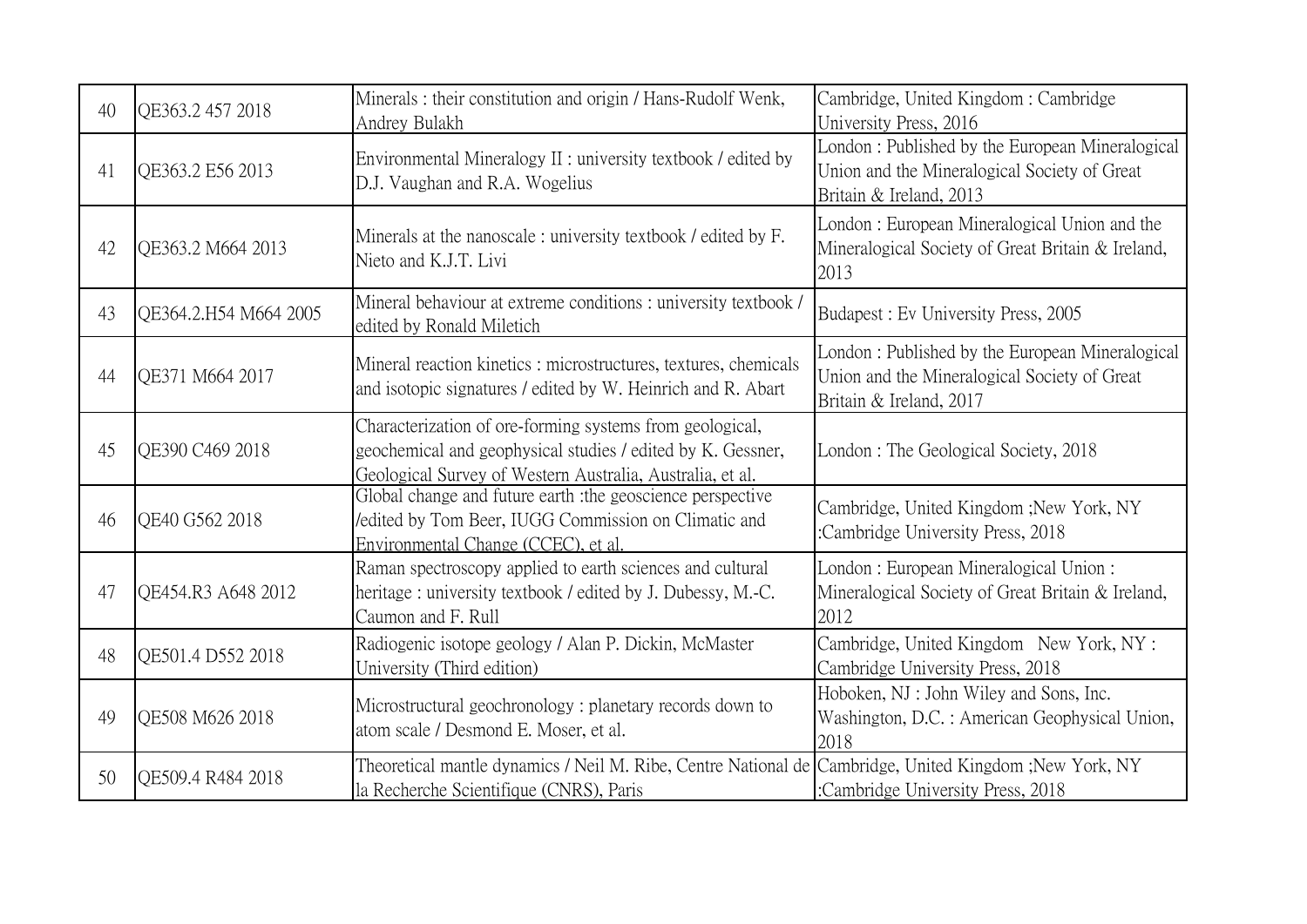| 40 | QE363.2 457 2018 | Minerals : their constitution and origin / Hans-Rudolf Wenk, Andrey Bulakh | Cambridge, United Kingdom : Cambridge University Press, 2016 |
|---|---|---|---|
| 41 | QE363.2 E56 2013 | Environmental Mineralogy II : university textbook / edited by D.J. Vaughan and R.A. Wogelius | London : Published by the European Mineralogical Union and the Mineralogical Society of Great Britain & Ireland, 2013 |
| 42 | QE363.2 M664 2013 | Minerals at the nanoscale : university textbook / edited by F. Nieto and K.J.T. Livi | London : European Mineralogical Union and the Mineralogical Society of Great Britain & Ireland, 2013 |
| 43 | QE364.2.H54 M664 2005 | Mineral behaviour at extreme conditions : university textbook / edited by Ronald Miletich | Budapest : Ev University Press, 2005 |
| 44 | QE371 M664 2017 | Mineral reaction kinetics : microstructures, textures, chemicals and isotopic signatures / edited by W. Heinrich and R. Abart | London : Published by the European Mineralogical Union and the Mineralogical Society of Great Britain & Ireland, 2017 |
| 45 | QE390 C469 2018 | Characterization of ore-forming systems from geological, geochemical and geophysical studies / edited by K. Gessner, Geological Survey of Western Australia, Australia, et al. | London : The Geological Society, 2018 |
| 46 | QE40 G562 2018 | Global change and future earth :the geoscience perspective /edited by Tom Beer, IUGG Commission on Climatic and Environmental Change (CCEC), et al. | Cambridge, United Kingdom ;New York, NY :Cambridge University Press, 2018 |
| 47 | QE454.R3 A648 2012 | Raman spectroscopy applied to earth sciences and cultural heritage : university textbook / edited by J. Dubessy, M.-C. Caumon and F. Rull | London : European Mineralogical Union : Mineralogical Society of Great Britain & Ireland, 2012 |
| 48 | QE501.4 D552 2018 | Radiogenic isotope geology / Alan P. Dickin, McMaster University (Third edition) | Cambridge, United Kingdom New York, NY : Cambridge University Press, 2018 |
| 49 | QE508 M626 2018 | Microstructural geochronology : planetary records down to atom scale / Desmond E. Moser, et al. | Hoboken, NJ : John Wiley and Sons, Inc. Washington, D.C. : American Geophysical Union, 2018 |
| 50 | QE509.4 R484 2018 | Theoretical mantle dynamics / Neil M. Ribe, Centre National de la Recherche Scientifique (CNRS), Paris | Cambridge, United Kingdom ;New York, NY :Cambridge University Press, 2018 |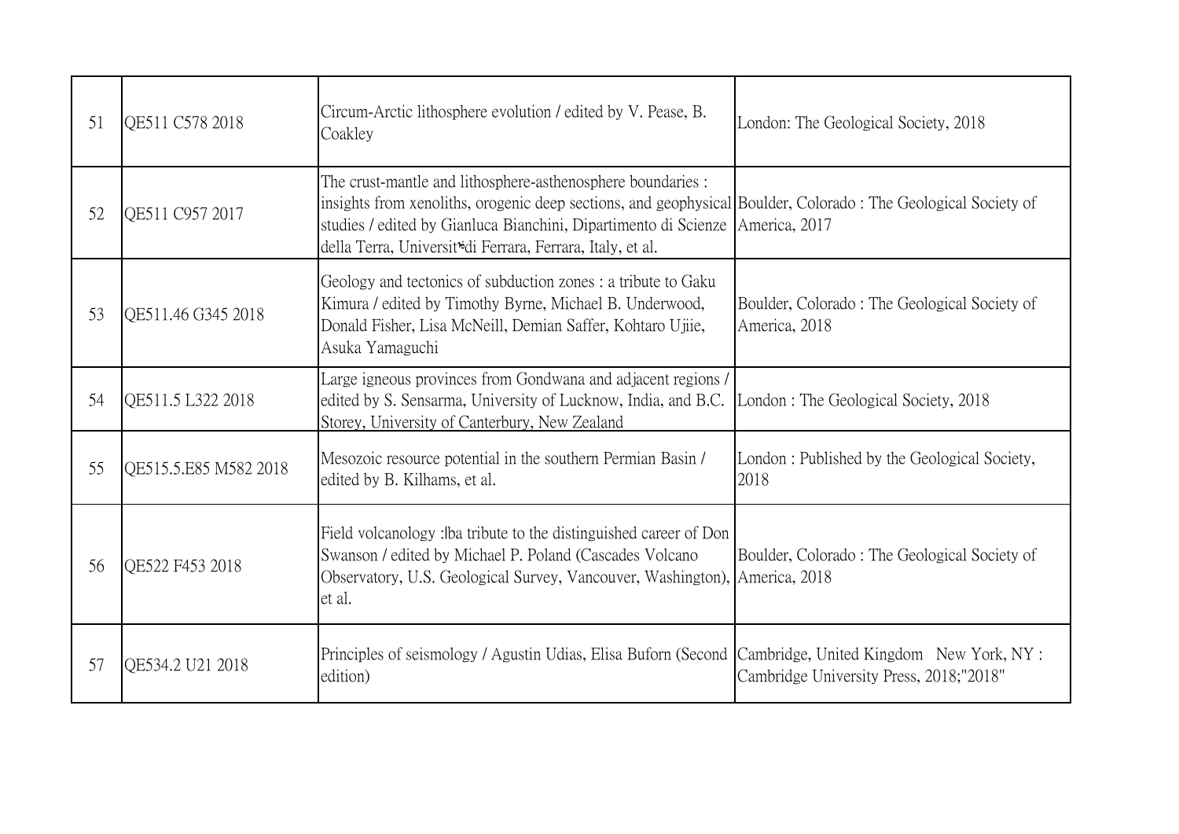| 51 | QE511 C578 2018 | Circum-Arctic lithosphere evolution / edited by V. Pease, B. Coakley | London: The Geological Society, 2018 |
|---|---|---|---|
| 52 | QE511 C957 2017 | The crust-mantle and lithosphere-asthenosphere boundaries : insights from xenoliths, orogenic deep sections, and geophysical studies / edited by Gianluca Bianchini, Dipartimento di Scienze della Terra, Universit�di Ferrara, Ferrara, Italy, et al. | Boulder, Colorado : The Geological Society of America, 2017 |
| 53 | QE511.46 G345 2018 | Geology and tectonics of subduction zones : a tribute to Gaku Kimura / edited by Timothy Byrne, Michael B. Underwood, Donald Fisher, Lisa McNeill, Demian Saffer, Kohtaro Ujiie, Asuka Yamaguchi | Boulder, Colorado : The Geological Society of America, 2018 |
| 54 | QE511.5 L322 2018 | Large igneous provinces from Gondwana and adjacent regions / edited by S. Sensarma, University of Lucknow, India, and B.C. Storey, University of Canterbury, New Zealand | London : The Geological Society, 2018 |
| 55 | QE515.5.E85 M582 2018 | Mesozoic resource potential in the southern Permian Basin / edited by B. Kilhams, et al. | London : Published by the Geological Society, 2018 |
| 56 | QE522 F453 2018 | Field volcanology :lba tribute to the distinguished career of Don Swanson / edited by Michael P. Poland (Cascades Volcano Observatory, U.S. Geological Survey, Vancouver, Washington), et al. | Boulder, Colorado : The Geological Society of America, 2018 |
| 57 | QE534.2 U21 2018 | Principles of seismology / Agustin Udias, Elisa Buforn (Second edition) | Cambridge, United Kingdom New York, NY : Cambridge University Press, 2018;"2018" |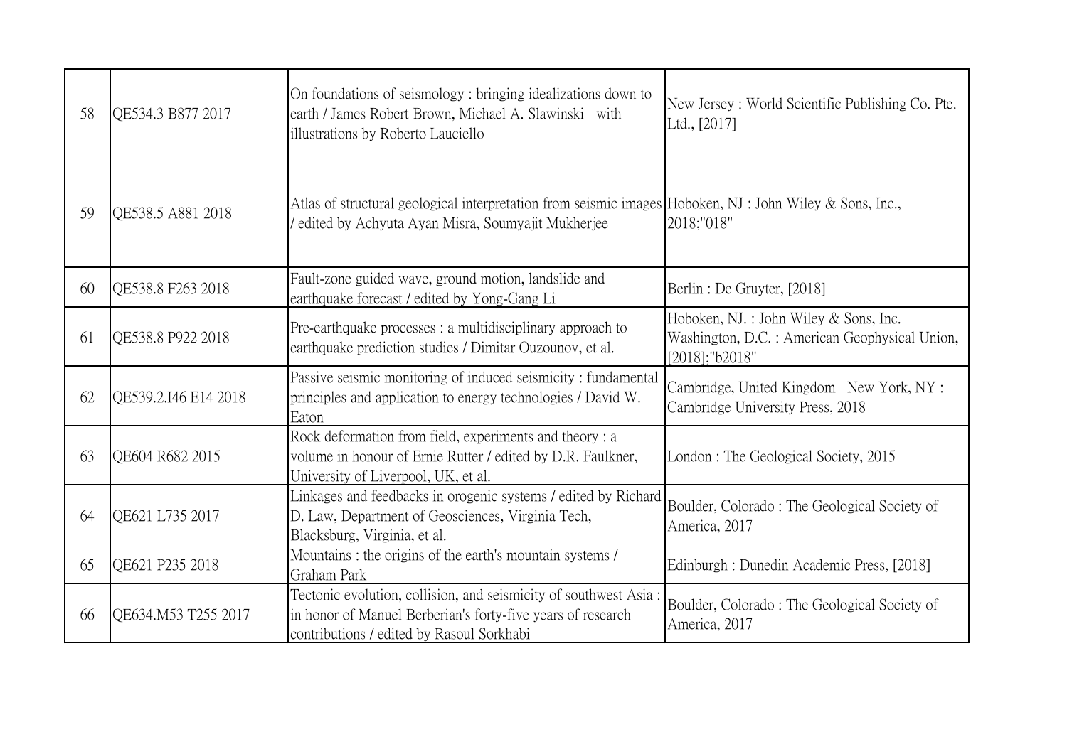| | | | |
|---|---|---|---|
| 58 | QE534.3 B877 2017 | On foundations of seismology : bringing idealizations down to earth / James Robert Brown, Michael A. Slawinski with illustrations by Roberto Lauciello | New Jersey : World Scientific Publishing Co. Pte. Ltd., [2017] |
| 59 | QE538.5 A881 2018 | Atlas of structural geological interpretation from seismic images / edited by Achyuta Ayan Misra, Soumyajit Mukherjee | Hoboken, NJ : John Wiley & Sons, Inc., 2018;"018" |
| 60 | QE538.8 F263 2018 | Fault-zone guided wave, ground motion, landslide and earthquake forecast / edited by Yong-Gang Li | Berlin : De Gruyter, [2018] |
| 61 | QE538.8 P922 2018 | Pre-earthquake processes : a multidisciplinary approach to earthquake prediction studies / Dimitar Ouzounov, et al. | Hoboken, NJ. : John Wiley & Sons, Inc. Washington, D.C. : American Geophysical Union, [2018];"b2018" |
| 62 | QE539.2.I46 E14 2018 | Passive seismic monitoring of induced seismicity : fundamental principles and application to energy technologies / David W. Eaton | Cambridge, United Kingdom New York, NY : Cambridge University Press, 2018 |
| 63 | QE604 R682 2015 | Rock deformation from field, experiments and theory : a volume in honour of Ernie Rutter / edited by D.R. Faulkner, University of Liverpool, UK, et al. | London : The Geological Society, 2015 |
| 64 | QE621 L735 2017 | Linkages and feedbacks in orogenic systems / edited by Richard D. Law, Department of Geosciences, Virginia Tech, Blacksburg, Virginia, et al. | Boulder, Colorado : The Geological Society of America, 2017 |
| 65 | QE621 P235 2018 | Mountains : the origins of the earth's mountain systems / Graham Park | Edinburgh : Dunedin Academic Press, [2018] |
| 66 | QE634.M53 T255 2017 | Tectonic evolution, collision, and seismicity of southwest Asia : in honor of Manuel Berberian's forty-five years of research contributions / edited by Rasoul Sorkhabi | Boulder, Colorado : The Geological Society of America, 2017 |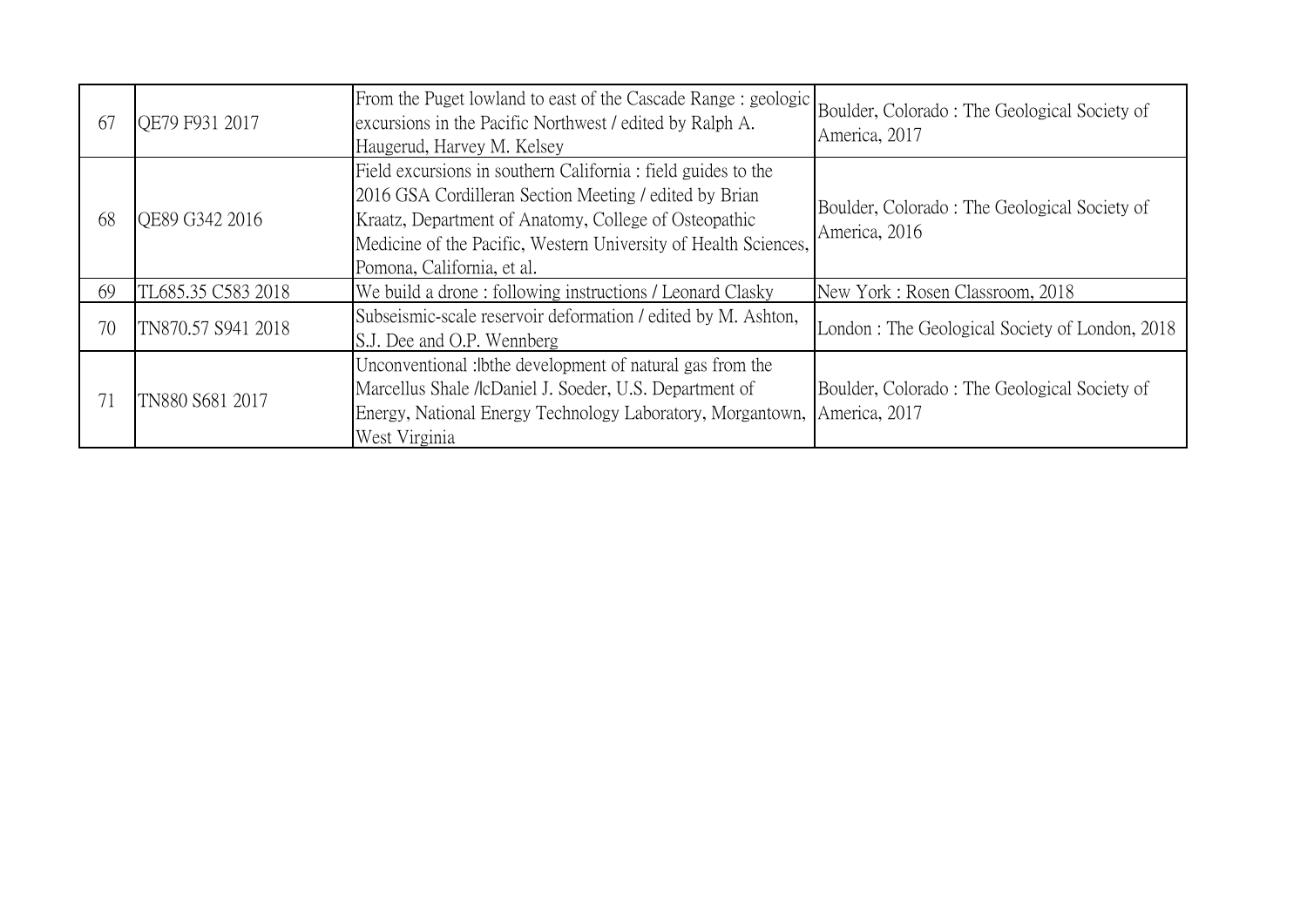| | | | |
|---|---|---|---|
| 67 | QE79 F931 2017 | From the Puget lowland to east of the Cascade Range : geologic excursions in the Pacific Northwest / edited by Ralph A. Haugerud, Harvey M. Kelsey | Boulder, Colorado : The Geological Society of America, 2017 |
| 68 | QE89 G342 2016 | Field excursions in southern California : field guides to the 2016 GSA Cordilleran Section Meeting / edited by Brian Kraatz, Department of Anatomy, College of Osteopathic Medicine of the Pacific, Western University of Health Sciences, Pomona, California, et al. | Boulder, Colorado : The Geological Society of America, 2016 |
| 69 | TL685.35 C583 2018 | We build a drone : following instructions / Leonard Clasky | New York : Rosen Classroom, 2018 |
| 70 | TN870.57 S941 2018 | Subseismic-scale reservoir deformation / edited by M. Ashton, S.J. Dee and O.P. Wennberg | London : The Geological Society of London, 2018 |
| 71 | TN880 S681 2017 | Unconventional :\|bthe development of natural gas from the Marcellus Shale /\|cDaniel J. Soeder, U.S. Department of Energy, National Energy Technology Laboratory, Morgantown, West Virginia | Boulder, Colorado : The Geological Society of America, 2017 |